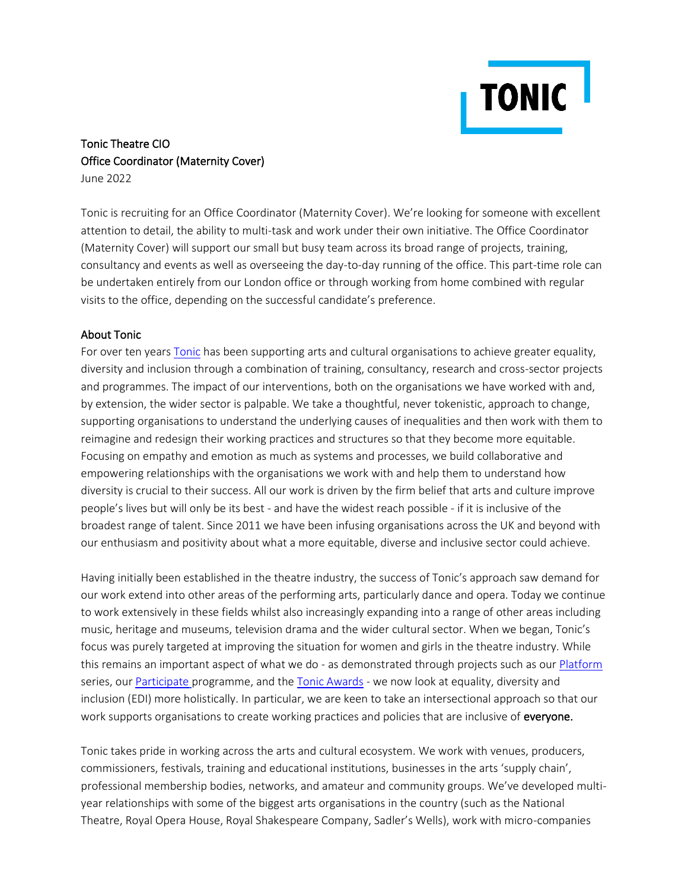TONIC

Tonic Theatre CIO
Office Coordinator (Maternity Cover)
June 2022

Tonic is recruiting for an Office Coordinator (Maternity Cover). We're looking for someone with excellent attention to detail, the ability to multi-task and work under their own initiative. The Office Coordinator (Maternity Cover) will support our small but busy team across its broad range of projects, training, consultancy and events as well as overseeing the day-to-day running of the office. This part-time role can be undertaken entirely from our London office or through working from home combined with regular visits to the office, depending on the successful candidate's preference.

## About Tonic

For over ten years Tonic has been supporting arts and cultural organisations to achieve greater equality, diversity and inclusion through a combination of training, consultancy, research and cross-sector projects and programmes. The impact of our interventions, both on the organisations we have worked with and, by extension, the wider sector is palpable. We take a thoughtful, never tokenistic, approach to change, supporting organisations to understand the underlying causes of inequalities and then work with them to reimagine and redesign their working practices and structures so that they become more equitable. Focusing on empathy and emotion as much as systems and processes, we build collaborative and empowering relationships with the organisations we work with and help them to understand how diversity is crucial to their success. All our work is driven by the firm belief that arts and culture improve people's lives but will only be its best - and have the widest reach possible - if it is inclusive of the broadest range of talent. Since 2011 we have been infusing organisations across the UK and beyond with our enthusiasm and positivity about what a more equitable, diverse and inclusive sector could achieve.

Having initially been established in the theatre industry, the success of Tonic's approach saw demand for our work extend into other areas of the performing arts, particularly dance and opera. Today we continue to work extensively in these fields whilst also increasingly expanding into a range of other areas including music, heritage and museums, television drama and the wider cultural sector. When we began, Tonic's focus was purely targeted at improving the situation for women and girls in the theatre industry. While this remains an important aspect of what we do - as demonstrated through projects such as our Platform series, our Participate programme, and the Tonic Awards - we now look at equality, diversity and inclusion (EDI) more holistically. In particular, we are keen to take an intersectional approach so that our work supports organisations to create working practices and policies that are inclusive of **everyone.**

Tonic takes pride in working across the arts and cultural ecosystem. We work with venues, producers, commissioners, festivals, training and educational institutions, businesses in the arts 'supply chain', professional membership bodies, networks, and amateur and community groups. We've developed multi-year relationships with some of the biggest arts organisations in the country (such as the National Theatre, Royal Opera House, Royal Shakespeare Company, Sadler's Wells), work with micro-companies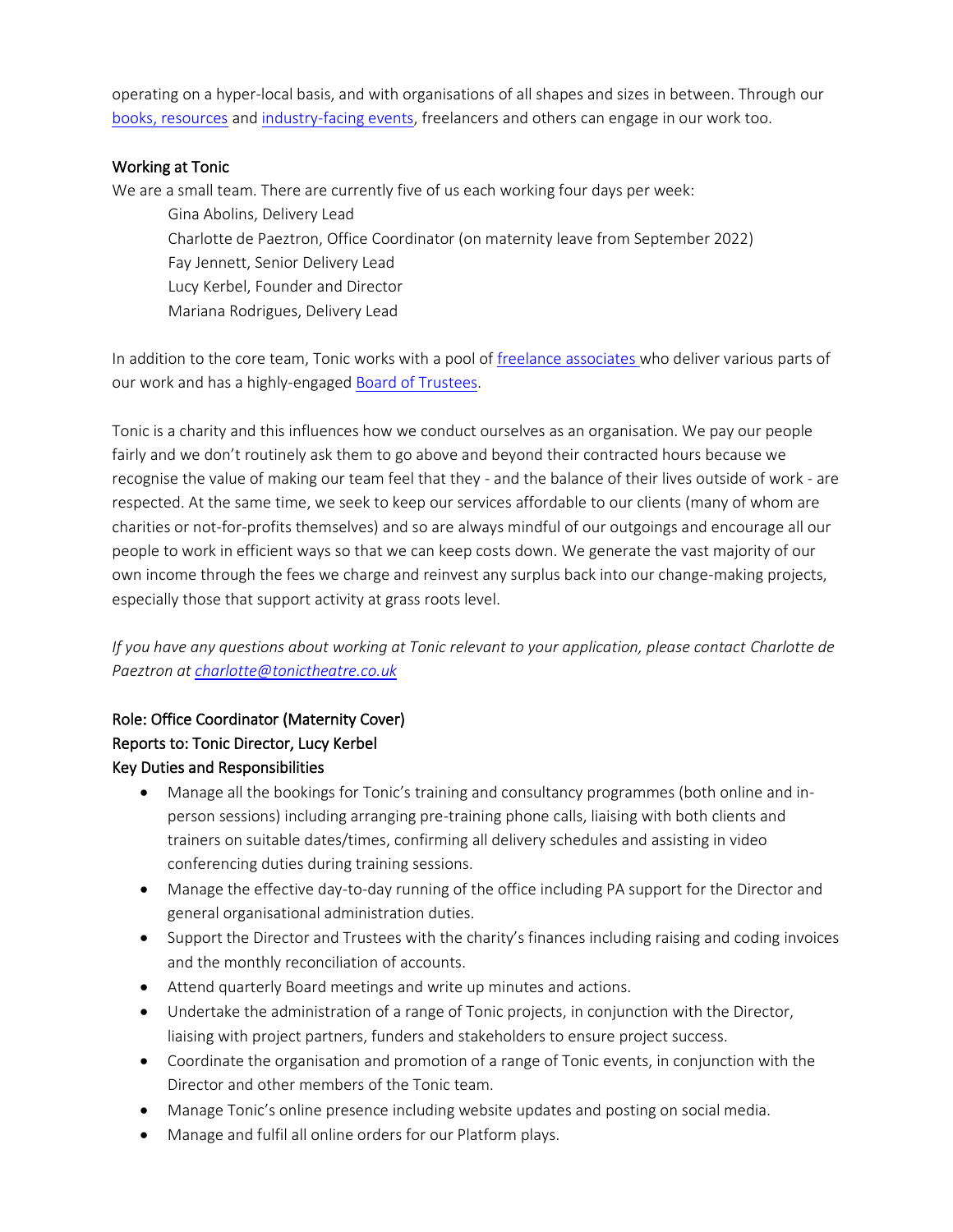operating on a hyper-local basis, and with organisations of all shapes and sizes in between. Through our [books, resources](#) and [industry-facing events](#), freelancers and others can engage in our work too.

### Working at Tonic

We are a small team. There are currently five of us each working four days per week:

Gina Abolins, Delivery Lead
Charlotte de Paeztron, Office Coordinator (on maternity leave from September 2022)
Fay Jennett, Senior Delivery Lead
Lucy Kerbel, Founder and Director
Mariana Rodrigues, Delivery Lead

In addition to the core team, Tonic works with a pool of [freelance associates](#) who deliver various parts of our work and has a highly-engaged [Board of Trustees](#).

Tonic is a charity and this influences how we conduct ourselves as an organisation. We pay our people fairly and we don't routinely ask them to go above and beyond their contracted hours because we recognise the value of making our team feel that they - and the balance of their lives outside of work - are respected. At the same time, we seek to keep our services affordable to our clients (many of whom are charities or not-for-profits themselves) and so are always mindful of our outgoings and encourage all our people to work in efficient ways so that we can keep costs down. We generate the vast majority of our own income through the fees we charge and reinvest any surplus back into our change-making projects, especially those that support activity at grass roots level.

*If you have any questions about working at Tonic relevant to your application, please contact Charlotte de Paeztron at [charlotte@tonictheatre.co.uk](mailto:charlotte@tonictheatre.co.uk)*

### Role: Office Coordinator (Maternity Cover)
### Reports to: Tonic Director, Lucy Kerbel
### Key Duties and Responsibilities

- Manage all the bookings for Tonic's training and consultancy programmes (both online and in-person sessions) including arranging pre-training phone calls, liaising with both clients and trainers on suitable dates/times, confirming all delivery schedules and assisting in video conferencing duties during training sessions.
- Manage the effective day-to-day running of the office including PA support for the Director and general organisational administration duties.
- Support the Director and Trustees with the charity's finances including raising and coding invoices and the monthly reconciliation of accounts.
- Attend quarterly Board meetings and write up minutes and actions.
- Undertake the administration of a range of Tonic projects, in conjunction with the Director, liaising with project partners, funders and stakeholders to ensure project success.
- Coordinate the organisation and promotion of a range of Tonic events, in conjunction with the Director and other members of the Tonic team.
- Manage Tonic's online presence including website updates and posting on social media.
- Manage and fulfil all online orders for our Platform plays.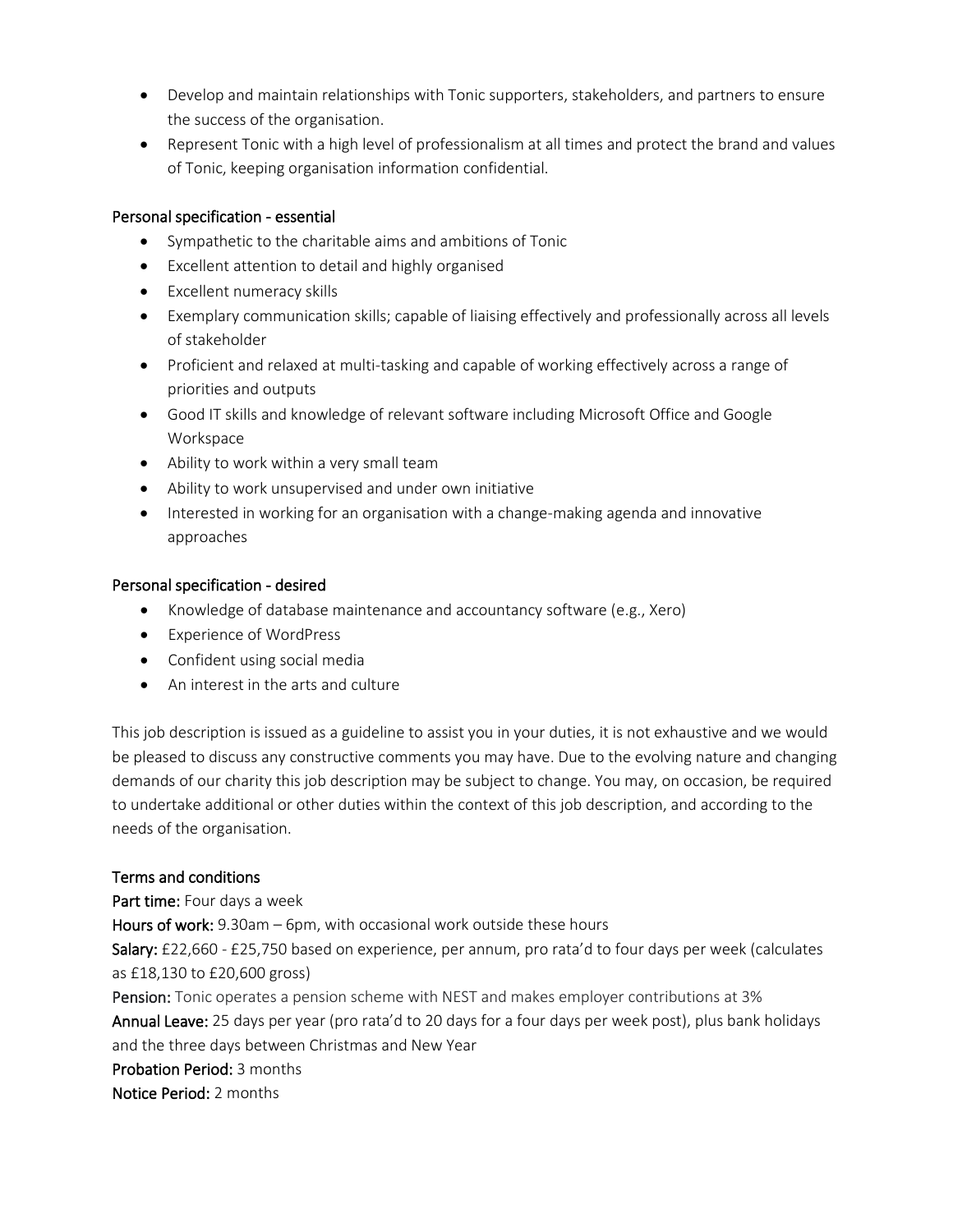- Develop and maintain relationships with Tonic supporters, stakeholders, and partners to ensure the success of the organisation.
- Represent Tonic with a high level of professionalism at all times and protect the brand and values of Tonic, keeping organisation information confidential.

### Personal specification - essential

- Sympathetic to the charitable aims and ambitions of Tonic
- Excellent attention to detail and highly organised
- Excellent numeracy skills
- Exemplary communication skills; capable of liaising effectively and professionally across all levels of stakeholder
- Proficient and relaxed at multi-tasking and capable of working effectively across a range of priorities and outputs
- Good IT skills and knowledge of relevant software including Microsoft Office and Google Workspace
- Ability to work within a very small team
- Ability to work unsupervised and under own initiative
- Interested in working for an organisation with a change-making agenda and innovative approaches

### Personal specification - desired

- Knowledge of database maintenance and accountancy software (e.g., Xero)
- Experience of WordPress
- Confident using social media
- An interest in the arts and culture

This job description is issued as a guideline to assist you in your duties, it is not exhaustive and we would be pleased to discuss any constructive comments you may have. Due to the evolving nature and changing demands of our charity this job description may be subject to change. You may, on occasion, be required to undertake additional or other duties within the context of this job description, and according to the needs of the organisation.

### Terms and conditions

**Part time:** Four days a week
**Hours of work:** 9.30am – 6pm, with occasional work outside these hours
**Salary:** £22,660 - £25,750 based on experience, per annum, pro rata'd to four days per week (calculates as £18,130 to £20,600 gross)
**Pension:** Tonic operates a pension scheme with NEST and makes employer contributions at 3%
**Annual Leave:** 25 days per year (pro rata'd to 20 days for a four days per week post), plus bank holidays and the three days between Christmas and New Year
**Probation Period:** 3 months
**Notice Period:** 2 months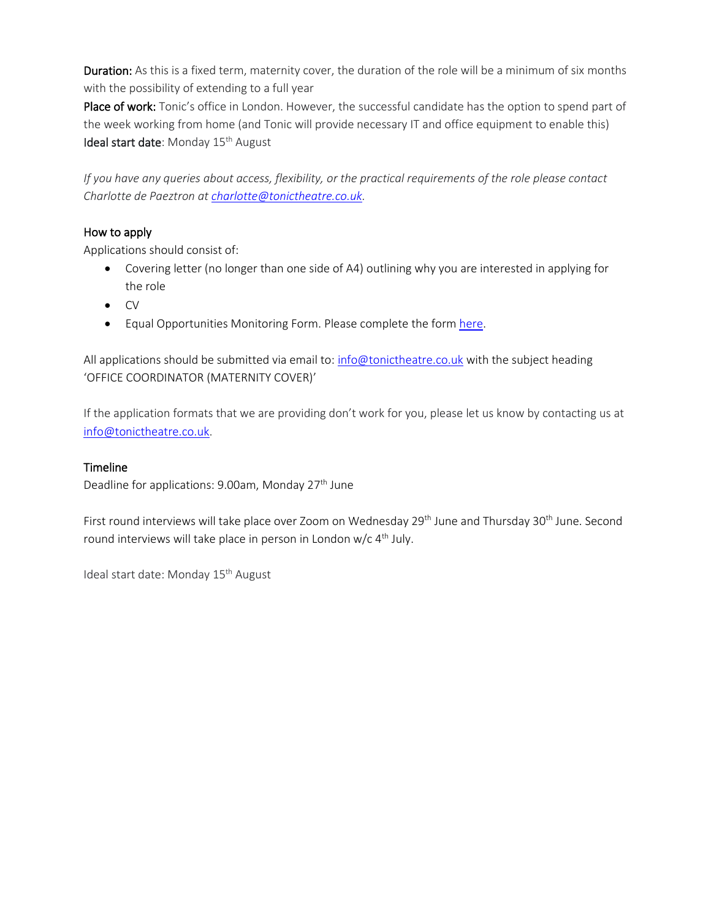**Duration:** As this is a fixed term, maternity cover, the duration of the role will be a minimum of six months with the possibility of extending to a full year

**Place of work:** Tonic's office in London. However, the successful candidate has the option to spend part of the week working from home (and Tonic will provide necessary IT and office equipment to enable this)

**Ideal start date**: Monday 15th August

*If you have any queries about access, flexibility, or the practical requirements of the role please contact Charlotte de Paeztron at [charlotte@tonictheatre.co.uk](mailto:charlotte@tonictheatre.co.uk).*

### How to apply

Applications should consist of:

- Covering letter (no longer than one side of A4) outlining why you are interested in applying for the role
- CV
- Equal Opportunities Monitoring Form. Please complete the form here.

All applications should be submitted via email to: [info@tonictheatre.co.uk](mailto:info@tonictheatre.co.uk) with the subject heading 'OFFICE COORDINATOR (MATERNITY COVER)'

If the application formats that we are providing don't work for you, please let us know by contacting us at [info@tonictheatre.co.uk](mailto:info@tonictheatre.co.uk).

### Timeline

Deadline for applications: 9.00am, Monday 27th June

First round interviews will take place over Zoom on Wednesday 29th June and Thursday 30th June. Second round interviews will take place in person in London w/c 4th July.

Ideal start date: Monday 15th August